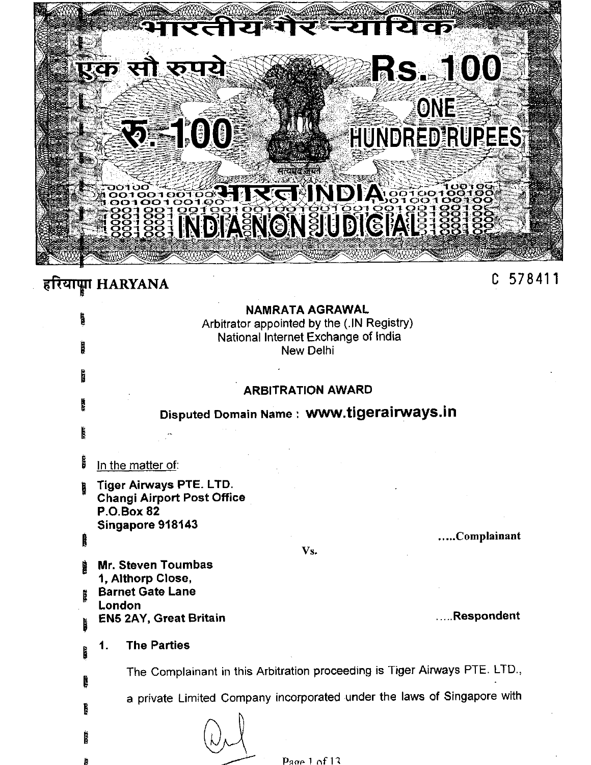भारतीय गैर न्यायिक

एक सौ रुपये **Rs. 100** रु. 100 ONE HUNDRED RUPEES

भारत INDIA

INDIA NON JUDICIAL

हरियाणा HARYANA C 578411

**NAMRATA AGRAWAL**
Arbitrator appointed by the (.IN Registry)
National Internet Exchange of India
New Delhi

**ARBITRATION AWARD**

**Disputed Domain Name : www.tigerairways.in**

In the matter of:

**Tiger Airways PTE. LTD.**
**Changi Airport Post Office**
**P.O.Box 82**
**Singapore 918143**

.....**Complainant**

**Vs.**

**Mr. Steven Toumbas**
**1, Althorp Close,**
**Barnet Gate Lane**
**London**
**EN5 2AY, Great Britain**

.....**Respondent**

## 1. The Parties

The Complainant in this Arbitration proceeding is Tiger Airways PTE. LTD., a private Limited Company incorporated under the laws of Singapore with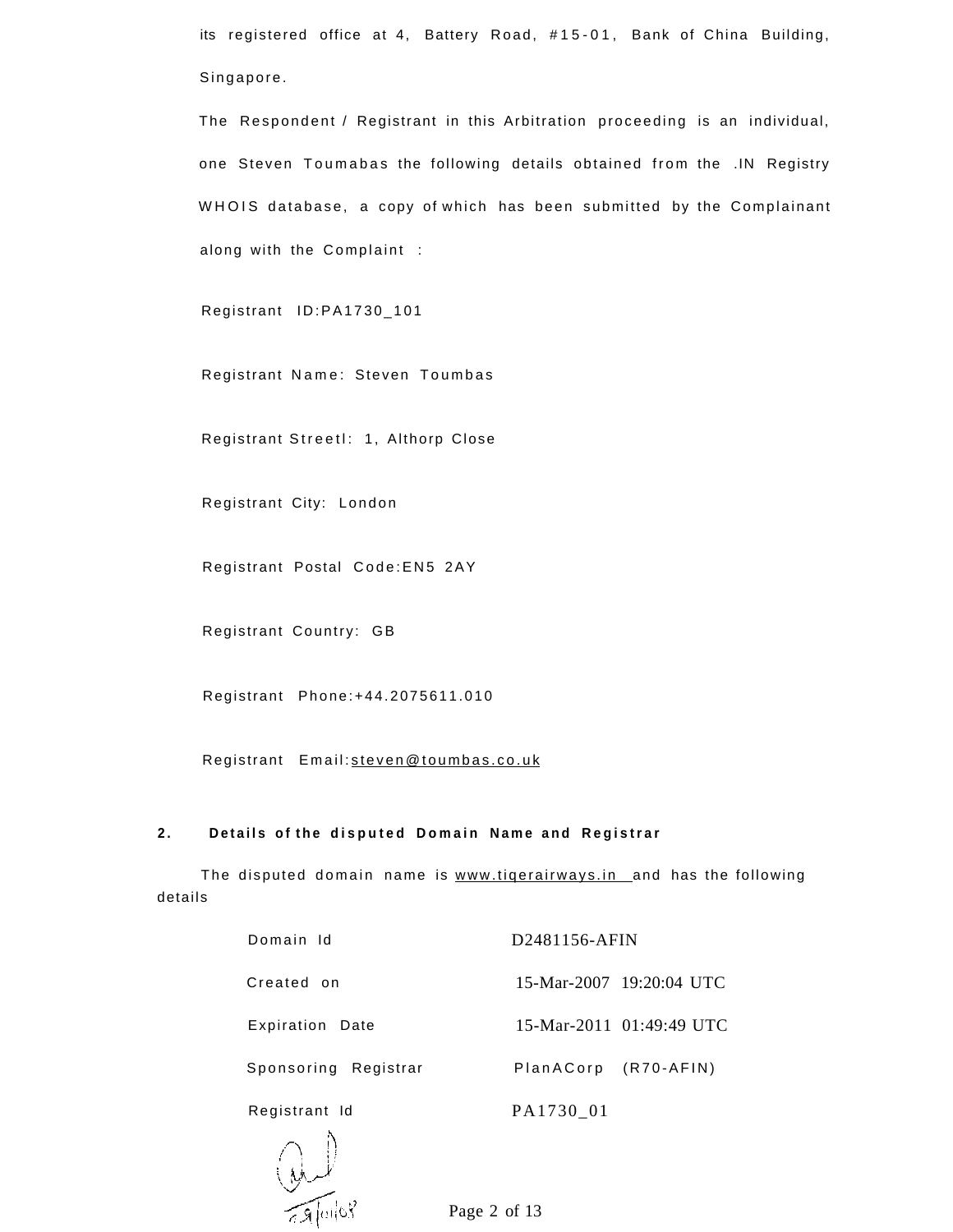its registered office at 4, Battery Road, #15-01, Bank of China Building, Singapore.

The Respondent / Registrant in this Arbitration proceeding is an individual, one Steven Toumabas the following details obtained from the .IN Registry WHOIS database, a copy of which has been submitted by the Complainant along with the Complaint :

Registrant ID:PA1730_101

Registrant Name: Steven Toumbas

Registrant Streetl: 1, Althorp Close

Registrant City: London

Registrant Postal Code:EN5 2AY

Registrant Country: GB

Registrant Phone:+44.2075611.010

Registrant Email:steven@toumbas.co.uk

## 2. Details of the disputed Domain Name and Registrar

The disputed domain name is www.tiqerairways.in and has the following details

| | |
|---|---|
| Domain Id | D2481156-AFIN |
| Created on | 15-Mar-2007 19:20:04 UTC |
| Expiration Date | 15-Mar-2011 01:49:49 UTC |
| Sponsoring Registrar | PlanACorp (R70-AFIN) |
| Registrant Id | PA1730_01 |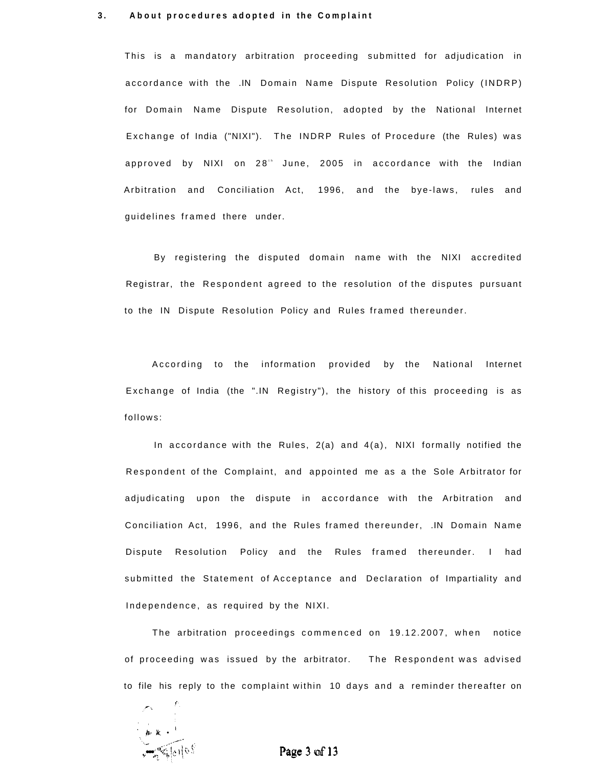### 3. About procedures adopted in the Complaint

This is a mandatory arbitration proceeding submitted for adjudication in accordance with the .IN Domain Name Dispute Resolution Policy (INDRP) for Domain Name Dispute Resolution, adopted by the National Internet Exchange of India ("NIXI"). The INDRP Rules of Procedure (the Rules) was approved by NIXI on 28[th] June, 2005 in accordance with the Indian Arbitration and Conciliation Act, 1996, and the bye-laws, rules and guidelines framed there under.

By registering the disputed domain name with the NIXI accredited Registrar, the Respondent agreed to the resolution of the disputes pursuant to the IN Dispute Resolution Policy and Rules framed thereunder.

According to the information provided by the National Internet Exchange of India (the ".IN Registry"), the history of this proceeding is as follows:

In accordance with the Rules, 2(a) and 4(a), NIXI formally notified the Respondent of the Complaint, and appointed me as a the Sole Arbitrator for adjudicating upon the dispute in accordance with the Arbitration and Conciliation Act, 1996, and the Rules framed thereunder, .IN Domain Name Dispute Resolution Policy and the Rules framed thereunder. I had submitted the Statement of Acceptance and Declaration of Impartiality and Independence, as required by the NIXI.

The arbitration proceedings commenced on 19.12.2007, when notice of proceeding was issued by the arbitrator. The Respondent was advised to file his reply to the complaint within 10 days and a reminder thereafter on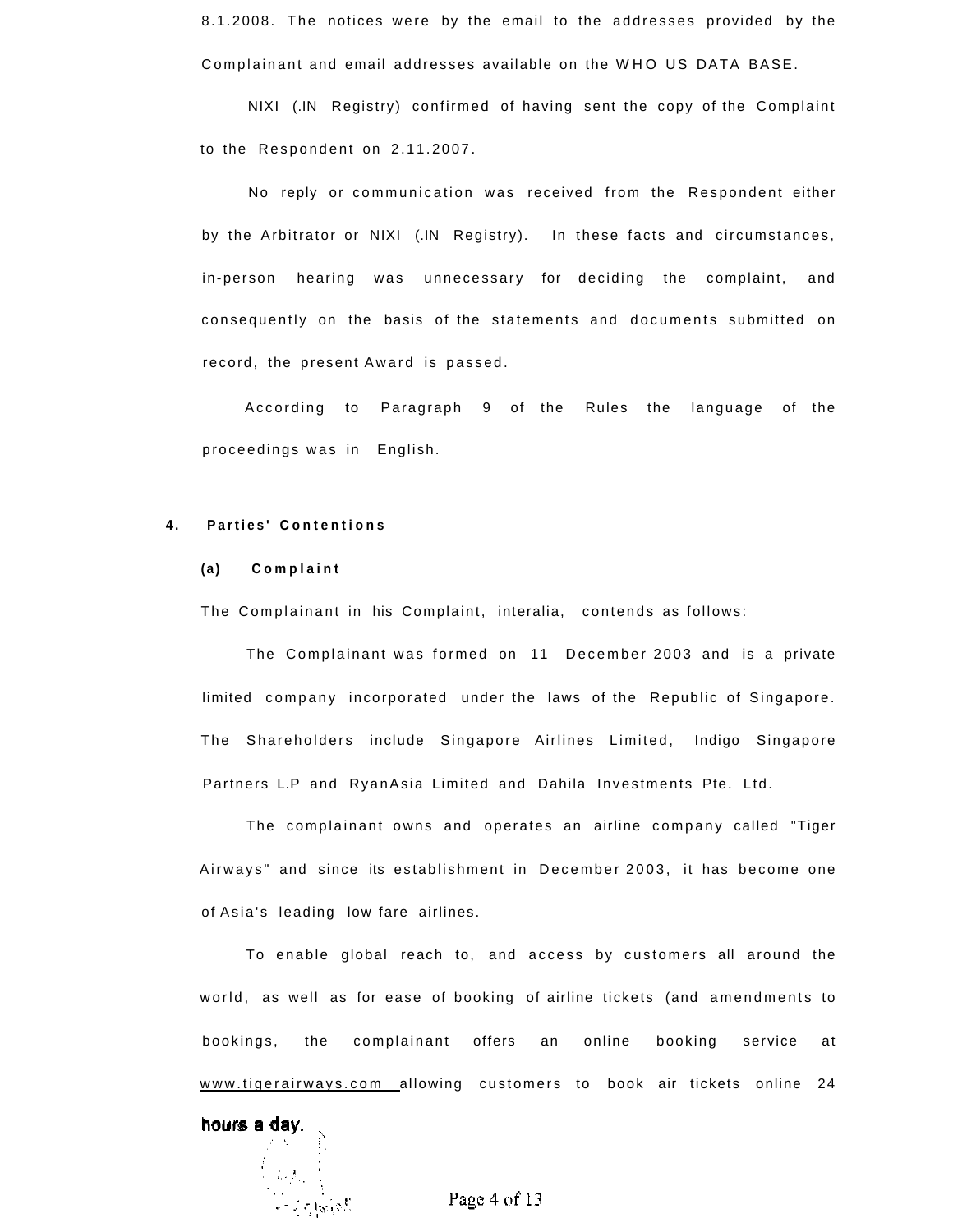8.1.2008. The notices were by the email to the addresses provided by the Complainant and email addresses available on the WHO US DATA BASE.

NIXI (.IN Registry) confirmed of having sent the copy of the Complaint to the Respondent on 2.11.2007.

No reply or communication was received from the Respondent either by the Arbitrator or NIXI (.IN Registry). In these facts and circumstances, in-person hearing was unnecessary for deciding the complaint, and consequently on the basis of the statements and documents submitted on record, the present Award is passed.

According to Paragraph 9 of the Rules the language of the proceedings was in English.

**4. Parties' Contentions**

**(a) Complaint**

The Complainant in his Complaint, interalia, contends as follows:

The Complainant was formed on 11 December 2003 and is a private limited company incorporated under the laws of the Republic of Singapore. The Shareholders include Singapore Airlines Limited, Indigo Singapore Partners L.P and RyanAsia Limited and Dahila Investments Pte. Ltd.

The complainant owns and operates an airline company called "Tiger Airways" and since its establishment in December 2003, it has become one of Asia's leading low fare airlines.

To enable global reach to, and access by customers all around the world, as well as for ease of booking of airline tickets (and amendments to bookings, the complainant offers an online booking service at www.tigerairways.com allowing customers to book air tickets online 24 hours a day.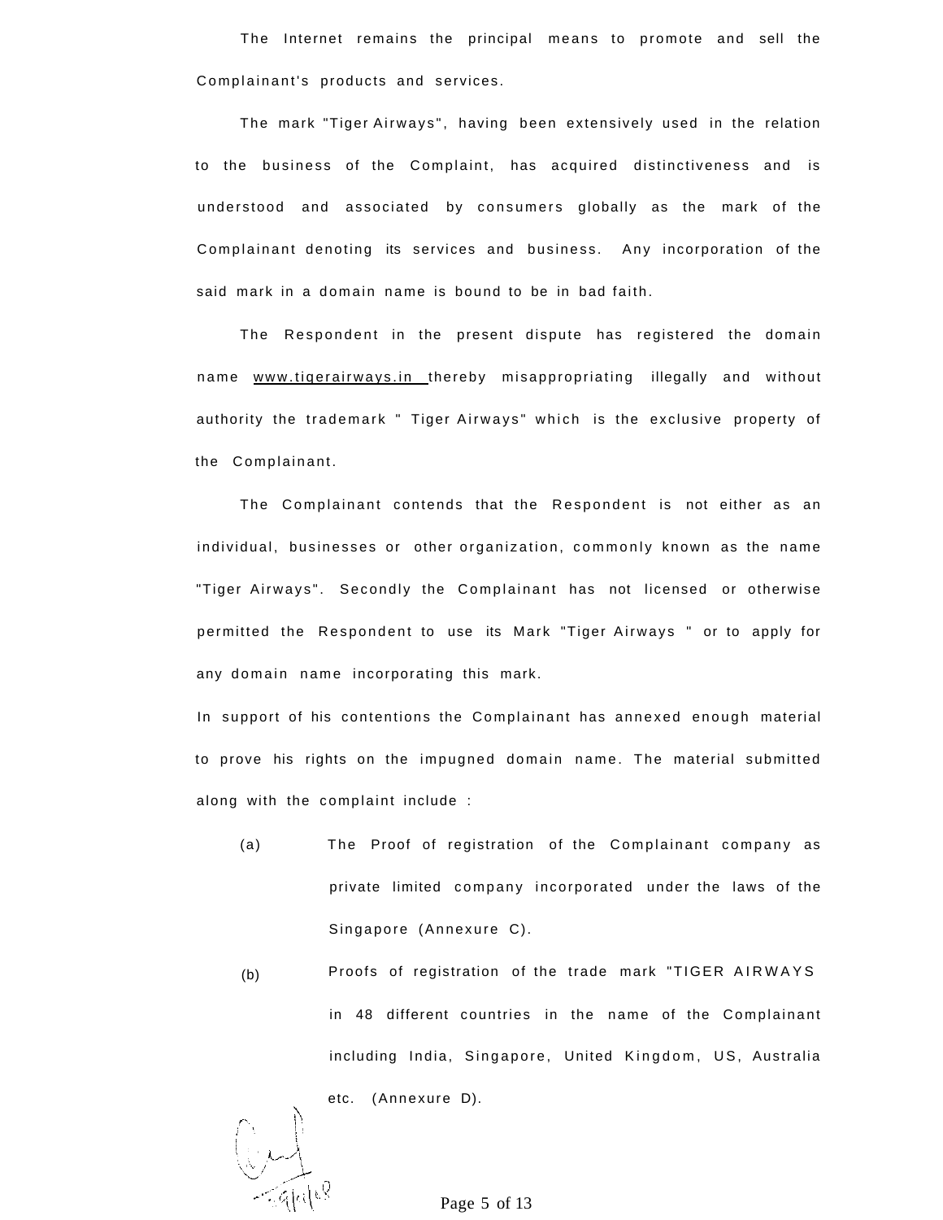The Internet remains the principal means to promote and sell the Complainant's products and services.

The mark "Tiger Airways", having been extensively used in the relation to the business of the Complaint, has acquired distinctiveness and is understood and associated by consumers globally as the mark of the Complainant denoting its services and business. Any incorporation of the said mark in a domain name is bound to be in bad faith.

The Respondent in the present dispute has registered the domain name www.tigerairways.in thereby misappropriating illegally and without authority the trademark " Tiger Airways" which is the exclusive property of the Complainant.

The Complainant contends that the Respondent is not either as an individual, businesses or other organization, commonly known as the name "Tiger Airways". Secondly the Complainant has not licensed or otherwise permitted the Respondent to use its Mark "Tiger Airways " or to apply for any domain name incorporating this mark.

In support of his contentions the Complainant has annexed enough material to prove his rights on the impugned domain name. The material submitted along with the complaint include :

(a) The Proof of registration of the Complainant company as private limited company incorporated under the laws of the Singapore (Annexure C).

(b) Proofs of registration of the trade mark "TIGER AIRWAYS in 48 different countries in the name of the Complainant including India, Singapore, United Kingdom, US, Australia etc. (Annexure D).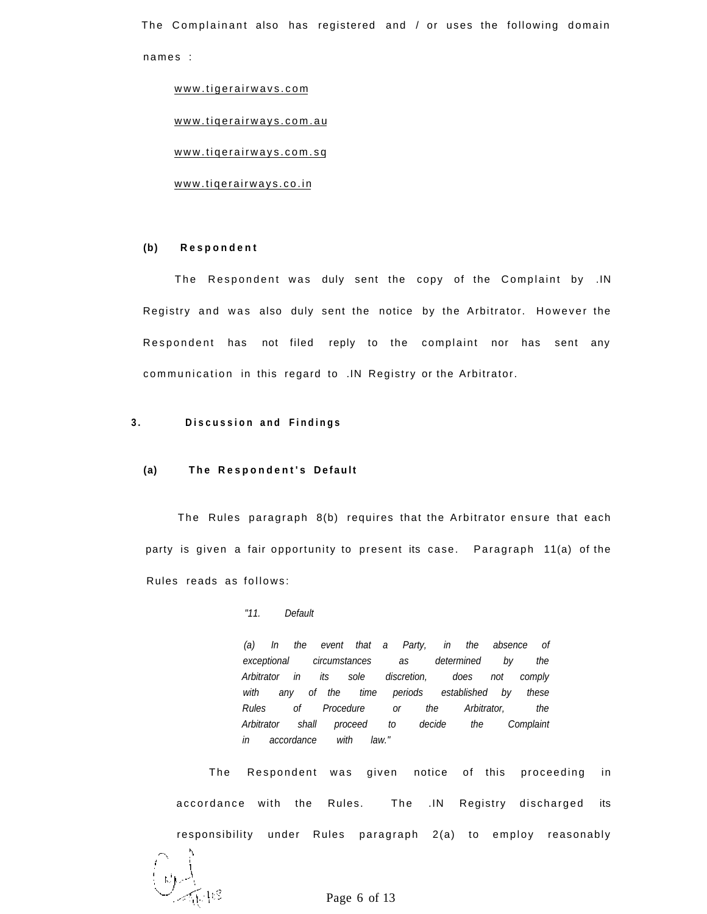The Complainant also has registered and / or uses the following domain names :

www.tigerairwavs.com

www.tiqerairways.com.au

www.tiqerairways.com.sq

www.tiqerairways.co.in

**(b) Respondent**

The Respondent was duly sent the copy of the Complaint by .IN Registry and was also duly sent the notice by the Arbitrator. However the Respondent has not filed reply to the complaint nor has sent any communication in this regard to .IN Registry or the Arbitrator.

## 3. Discussion and Findings

### (a) The Respondent's Default

The Rules paragraph 8(b) requires that the Arbitrator ensure that each party is given a fair opportunity to present its case. Paragraph 11(a) of the Rules reads as follows:

> *"11. Default*
>
> *(a) In the event that a Party, in the absence of exceptional circumstances as determined by the Arbitrator in its sole discretion, does not comply with any of the time periods established by these Rules of Procedure or the Arbitrator, the Arbitrator shall proceed to decide the Complaint in accordance with law."*

The Respondent was given notice of this proceeding in accordance with the Rules. The .IN Registry discharged its responsibility under Rules paragraph 2(a) to employ reasonably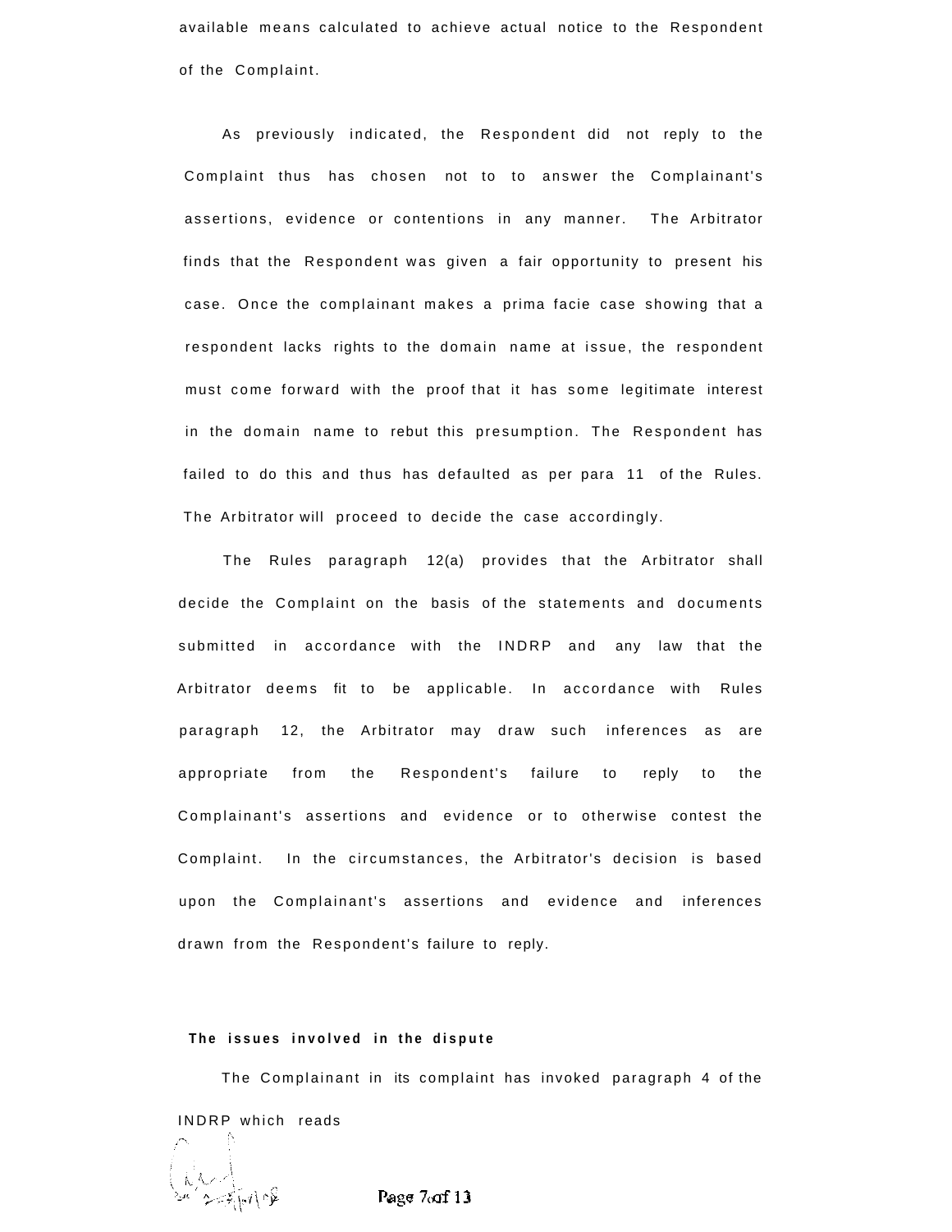available means calculated to achieve actual notice to the Respondent of the Complaint.

As previously indicated, the Respondent did not reply to the Complaint thus has chosen not to to answer the Complainant's assertions, evidence or contentions in any manner. The Arbitrator finds that the Respondent was given a fair opportunity to present his case. Once the complainant makes a prima facie case showing that a respondent lacks rights to the domain name at issue, the respondent must come forward with the proof that it has some legitimate interest in the domain name to rebut this presumption. The Respondent has failed to do this and thus has defaulted as per para 11 of the Rules. The Arbitrator will proceed to decide the case accordingly.

The Rules paragraph 12(a) provides that the Arbitrator shall decide the Complaint on the basis of the statements and documents submitted in accordance with the INDRP and any law that the Arbitrator deems fit to be applicable. In accordance with Rules paragraph 12, the Arbitrator may draw such inferences as are appropriate from the Respondent's failure to reply to the Complainant's assertions and evidence or to otherwise contest the Complaint. In the circumstances, the Arbitrator's decision is based upon the Complainant's assertions and evidence and inferences drawn from the Respondent's failure to reply.

**The issues involved in the dispute**

The Complainant in its complaint has invoked paragraph 4 of the INDRP which reads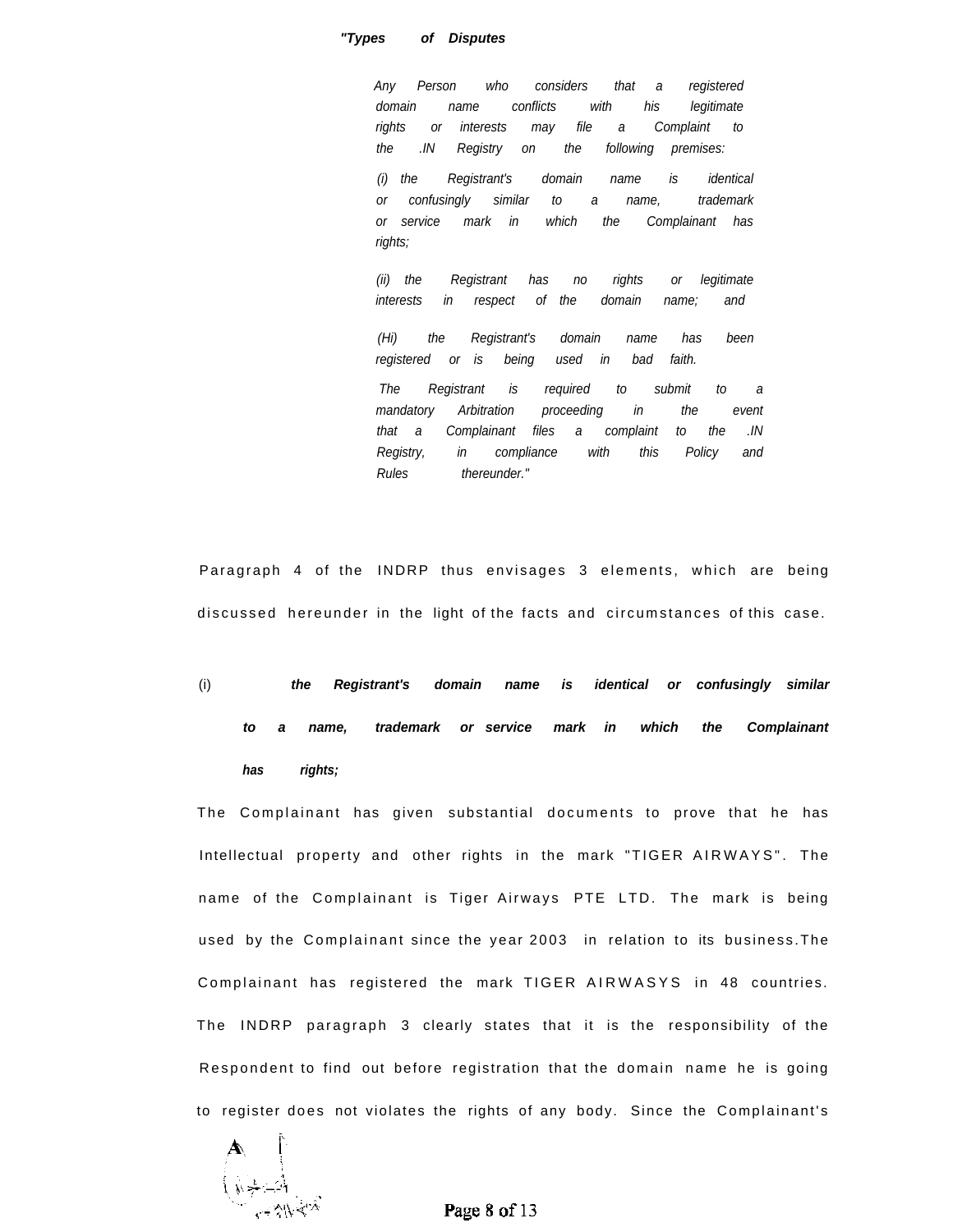> ***"Types of Disputes***
>
> *Any Person who considers that a registered domain name conflicts with his legitimate rights or interests may file a Complaint to the .IN Registry on the following premises:*
>
> *(i) the Registrant's domain name is identical or confusingly similar to a name, trademark or service mark in which the Complainant has rights;*
>
> *(ii) the Registrant has no rights or legitimate interests in respect of the domain name; and*
>
> *(Hi) the Registrant's domain name has been registered or is being used in bad faith.*
>
> *The Registrant is required to submit to a mandatory Arbitration proceeding in the event that a Complainant files a complaint to the .IN Registry, in compliance with this Policy and Rules thereunder."*

Paragraph 4 of the INDRP thus envisages 3 elements, which are being discussed hereunder in the light of the facts and circumstances of this case.

(i) ***the Registrant's domain name is identical or confusingly similar to a name, trademark or service mark in which the Complainant has rights;***

The Complainant has given substantial documents to prove that he has Intellectual property and other rights in the mark "TIGER AIRWAYS". The name of the Complainant is Tiger Airways PTE LTD. The mark is being used by the Complainant since the year 2003 in relation to its business.The Complainant has registered the mark TIGER AIRWASYS in 48 countries. The INDRP paragraph 3 clearly states that it is the responsibility of the Respondent to find out before registration that the domain name he is going to register does not violates the rights of any body. Since the Complainant's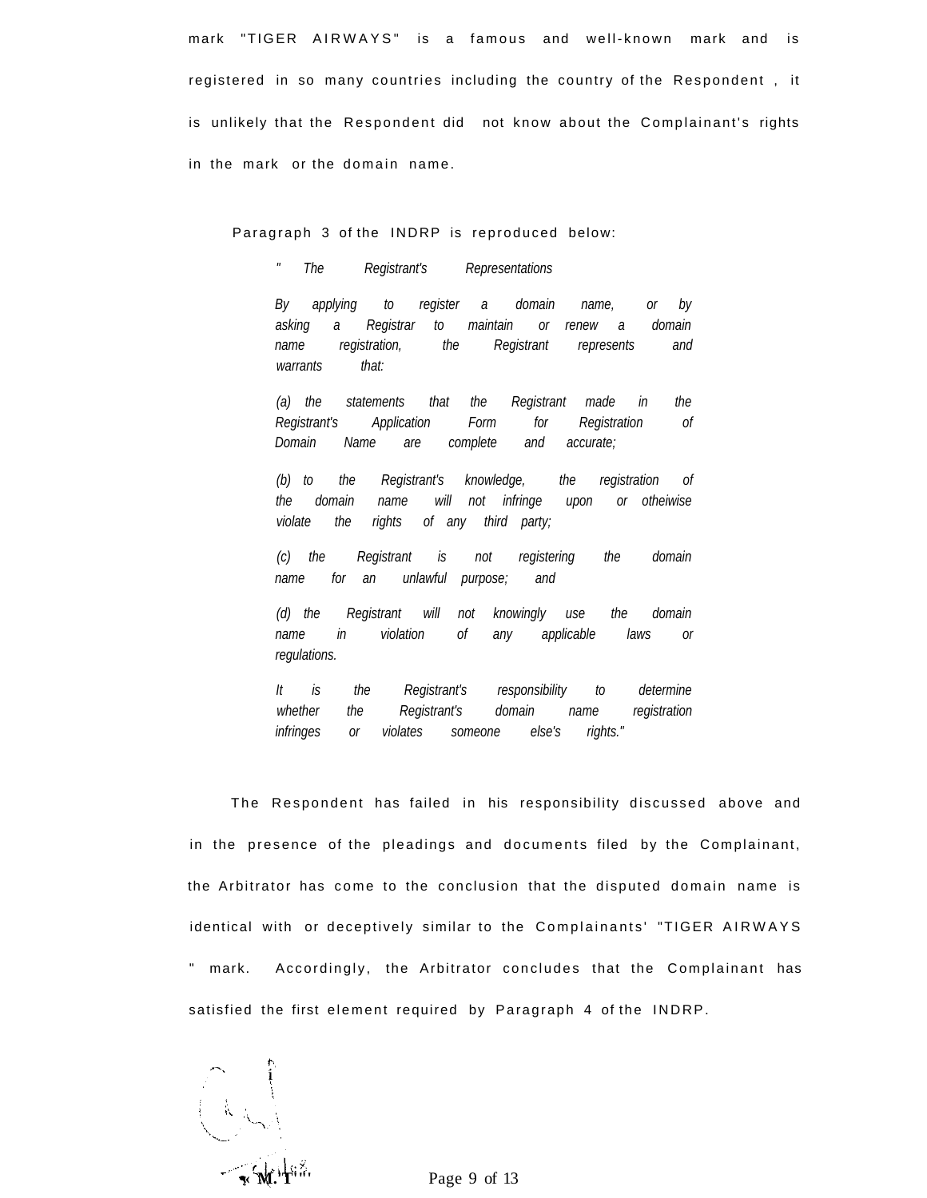mark "TIGER AIRWAYS" is a famous and well-known mark and is registered in so many countries including the country of the Respondent , it is unlikely that the Respondent did not know about the Complainant's rights in the mark or the domain name.

Paragraph 3 of the INDRP is reproduced below:

> *" The Registrant's Representations*
>
> *By applying to register a domain name, or by asking a Registrar to maintain or renew a domain name registration, the Registrant represents and warrants that:*
>
> *(a) the statements that the Registrant made in the Registrant's Application Form for Registration of Domain Name are complete and accurate;*
>
> *(b) to the Registrant's knowledge, the registration of the domain name will not infringe upon or otheiwise violate the rights of any third party;*
>
> *(c) the Registrant is not registering the domain name for an unlawful purpose; and*
>
> *(d) the Registrant will not knowingly use the domain name in violation of any applicable laws or regulations.*
>
> *It is the Registrant's responsibility to determine whether the Registrant's domain name registration infringes or violates someone else's rights."*

The Respondent has failed in his responsibility discussed above and in the presence of the pleadings and documents filed by the Complainant, the Arbitrator has come to the conclusion that the disputed domain name is identical with or deceptively similar to the Complainants' "TIGER AIRWAYS " mark. Accordingly, the Arbitrator concludes that the Complainant has satisfied the first element required by Paragraph 4 of the INDRP.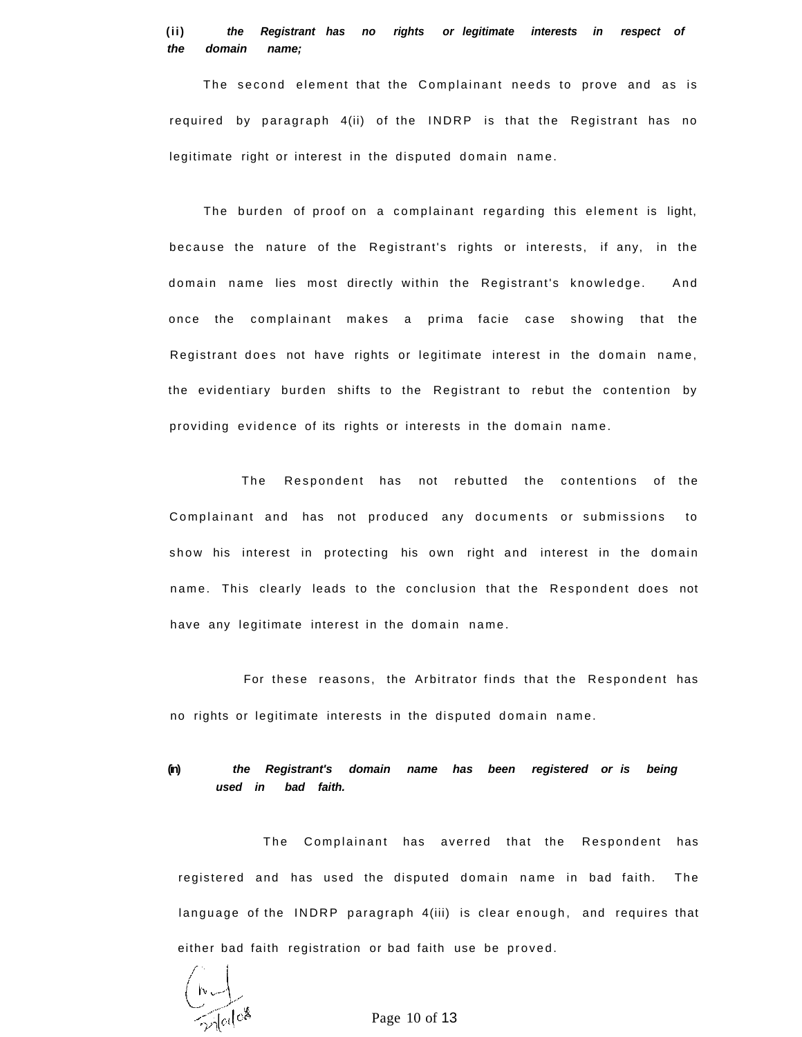**(ii)** ***the Registrant has no rights or legitimate interests in respect of the domain name;***

The second element that the Complainant needs to prove and as is required by paragraph 4(ii) of the INDRP is that the Registrant has no legitimate right or interest in the disputed domain name.

The burden of proof on a complainant regarding this element is light, because the nature of the Registrant's rights or interests, if any, in the domain name lies most directly within the Registrant's knowledge. And once the complainant makes a prima facie case showing that the Registrant does not have rights or legitimate interest in the domain name, the evidentiary burden shifts to the Registrant to rebut the contention by providing evidence of its rights or interests in the domain name.

The Respondent has not rebutted the contentions of the Complainant and has not produced any documents or submissions to show his interest in protecting his own right and interest in the domain name. This clearly leads to the conclusion that the Respondent does not have any legitimate interest in the domain name.

For these reasons, the Arbitrator finds that the Respondent has no rights or legitimate interests in the disputed domain name.

**(iii)** ***the Registrant's domain name has been registered or is being used in bad faith.***

The Complainant has averred that the Respondent has registered and has used the disputed domain name in bad faith. The language of the INDRP paragraph 4(iii) is clear enough, and requires that either bad faith registration or bad faith use be proved.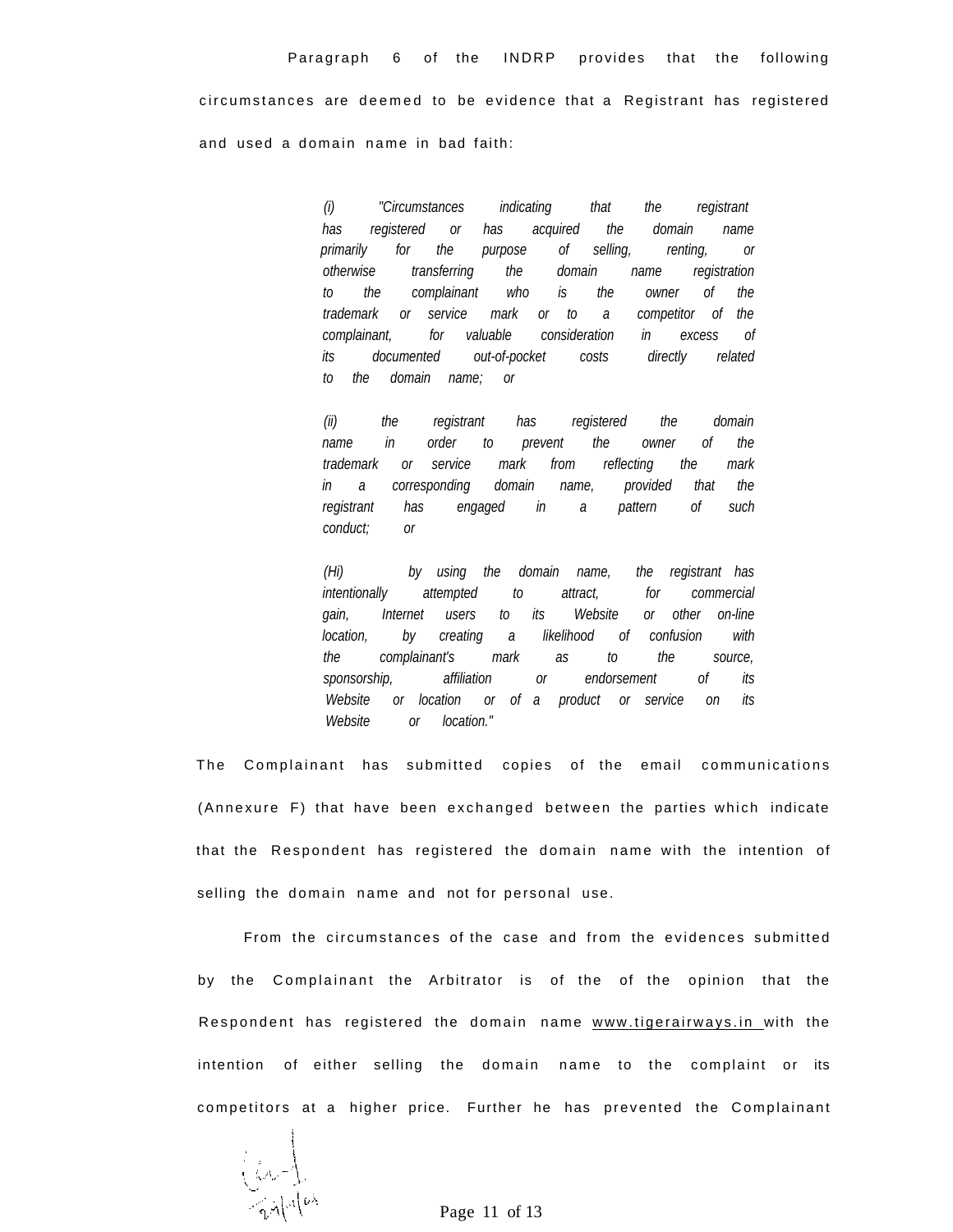Paragraph 6 of the INDRP provides that the following circumstances are deemed to be evidence that a Registrant has registered and used a domain name in bad faith:

> *(i) "Circumstances indicating that the registrant has registered or has acquired the domain name primarily for the purpose of selling, renting, or otherwise transferring the domain name registration to the complainant who is the owner of the trademark or service mark or to a competitor of the complainant, for valuable consideration in excess of its documented out-of-pocket costs directly related to the domain name; or*
>
> *(ii) the registrant has registered the domain name in order to prevent the owner of the trademark or service mark from reflecting the mark in a corresponding domain name, provided that the registrant has engaged in a pattern of such conduct; or*
>
> *(Hi) by using the domain name, the registrant has intentionally attempted to attract, for commercial gain, Internet users to its Website or other on-line location, by creating a likelihood of confusion with the complainant's mark as to the source, sponsorship, affiliation or endorsement of its Website or location or of a product or service on its Website or location."*

The Complainant has submitted copies of the email communications (Annexure F) that have been exchanged between the parties which indicate that the Respondent has registered the domain name with the intention of selling the domain name and not for personal use.

From the circumstances of the case and from the evidences submitted by the Complainant the Arbitrator is of the of the opinion that the Respondent has registered the domain name www.tigerairways.in with the intention of either selling the domain name to the complaint or its competitors at a higher price. Further he has prevented the Complainant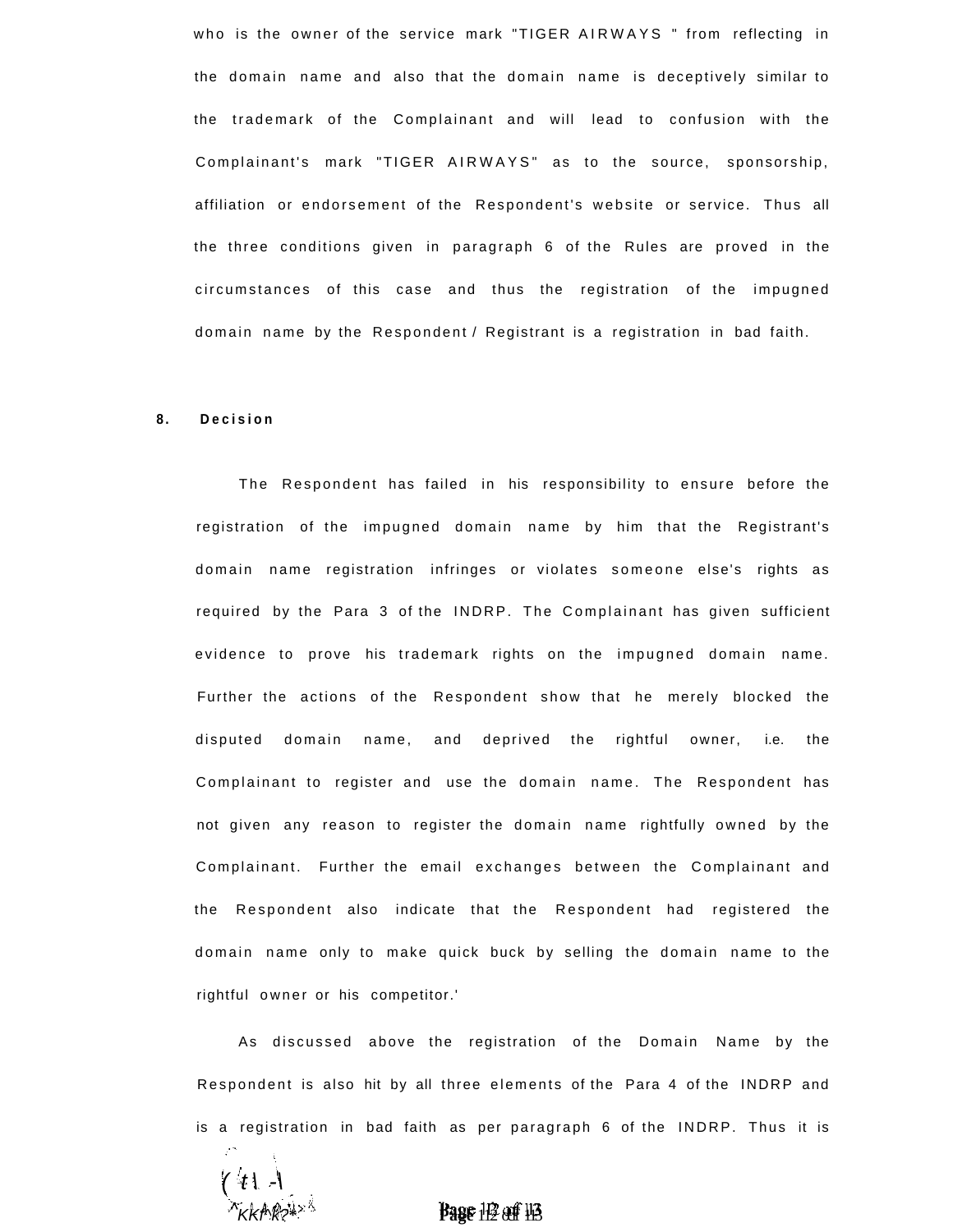who is the owner of the service mark "TIGER AIRWAYS " from reflecting in the domain name and also that the domain name is deceptively similar to the trademark of the Complainant and will lead to confusion with the Complainant's mark "TIGER AIRWAYS" as to the source, sponsorship, affiliation or endorsement of the Respondent's website or service. Thus all the three conditions given in paragraph 6 of the Rules are proved in the circumstances of this case and thus the registration of the impugned domain name by the Respondent / Registrant is a registration in bad faith.

**8. Decision**

The Respondent has failed in his responsibility to ensure before the registration of the impugned domain name by him that the Registrant's domain name registration infringes or violates someone else's rights as required by the Para 3 of the INDRP. The Complainant has given sufficient evidence to prove his trademark rights on the impugned domain name. Further the actions of the Respondent show that he merely blocked the disputed domain name, and deprived the rightful owner, i.e. the Complainant to register and use the domain name. The Respondent has not given any reason to register the domain name rightfully owned by the Complainant. Further the email exchanges between the Complainant and the Respondent also indicate that the Respondent had registered the domain name only to make quick buck by selling the domain name to the rightful owner or his competitor.'

As discussed above the registration of the Domain Name by the Respondent is also hit by all three elements of the Para 4 of the INDRP and is a registration in bad faith as per paragraph 6 of the INDRP. Thus it is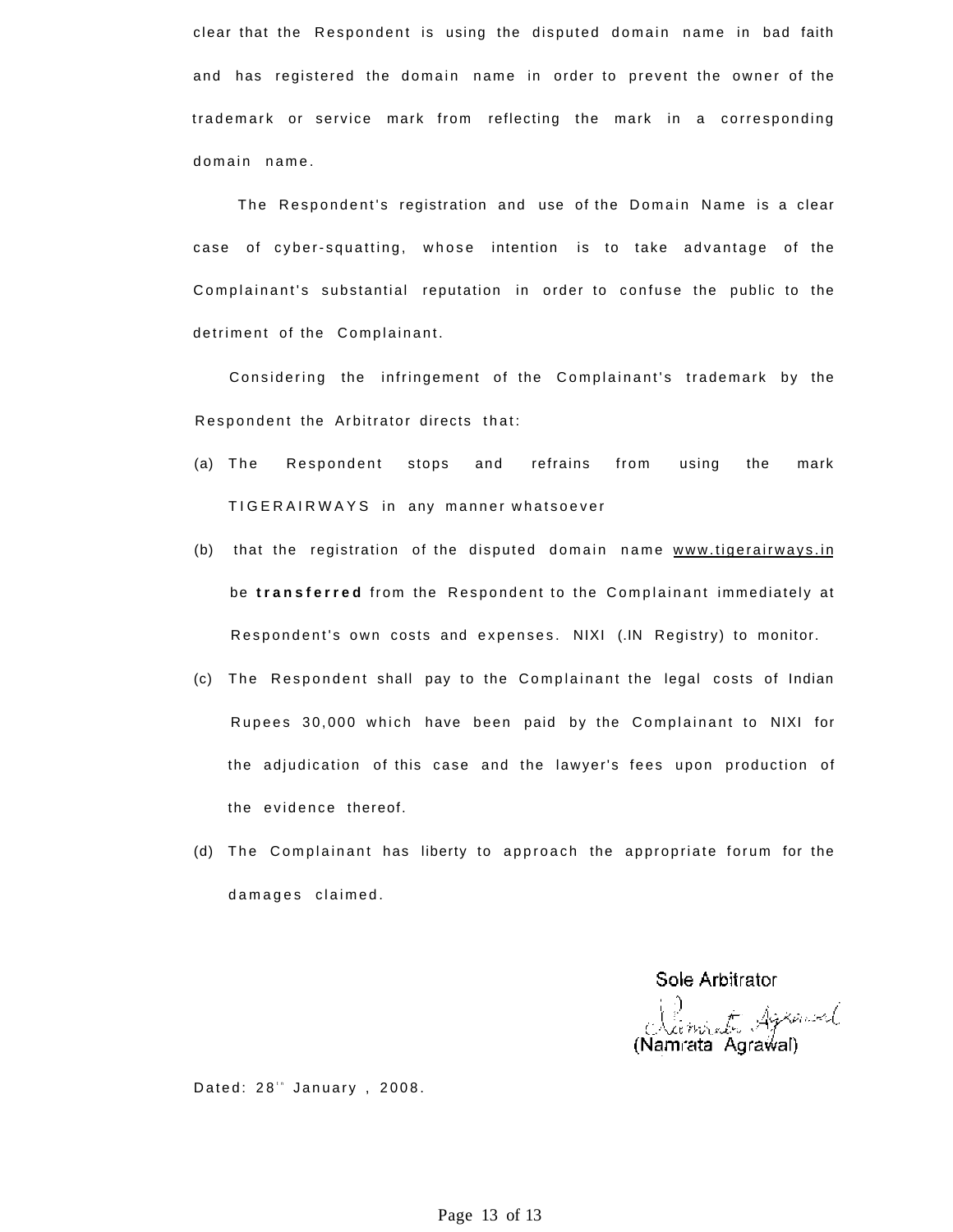clear that the Respondent is using the disputed domain name in bad faith and has registered the domain name in order to prevent the owner of the trademark or service mark from reflecting the mark in a corresponding domain name.

The Respondent's registration and use of the Domain Name is a clear case of cyber-squatting, whose intention is to take advantage of the Complainant's substantial reputation in order to confuse the public to the detriment of the Complainant.

Considering the infringement of the Complainant's trademark by the Respondent the Arbitrator directs that:

(a) The Respondent stops and refrains from using the mark TIGERAIRWAYS in any manner whatsoever

(b) that the registration of the disputed domain name www.tigerairways.in be **transferred** from the Respondent to the Complainant immediately at Respondent's own costs and expenses. NIXI (.IN Registry) to monitor.

(c) The Respondent shall pay to the Complainant the legal costs of Indian Rupees 30,000 which have been paid by the Complainant to NIXI for the adjudication of this case and the lawyer's fees upon production of the evidence thereof.

(d) The Complainant has liberty to approach the appropriate forum for the damages claimed.

Sole Arbitrator

(Namrata Agrawal)

Dated: 28th January , 2008.